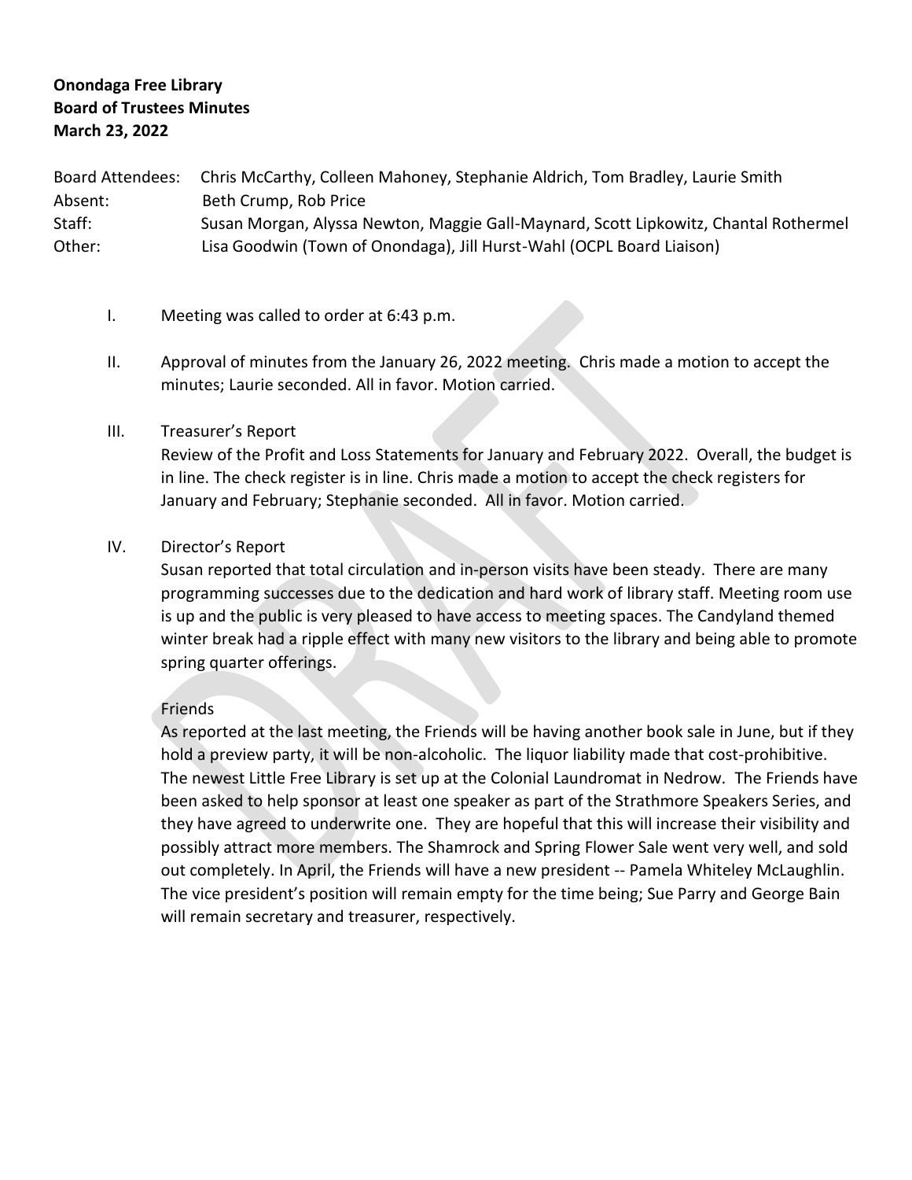**Onondaga Free Library**
**Board of Trustees Minutes**
**March 23, 2022**

Board Attendees: Chris McCarthy, Colleen Mahoney, Stephanie Aldrich, Tom Bradley, Laurie Smith
Absent: Beth Crump, Rob Price
Staff: Susan Morgan, Alyssa Newton, Maggie Gall-Maynard, Scott Lipkowitz, Chantal Rothermel
Other: Lisa Goodwin (Town of Onondaga), Jill Hurst-Wahl (OCPL Board Liaison)

I. Meeting was called to order at 6:43 p.m.

II. Approval of minutes from the January 26, 2022 meeting. Chris made a motion to accept the minutes; Laurie seconded. All in favor. Motion carried.

III. Treasurer's Report
Review of the Profit and Loss Statements for January and February 2022. Overall, the budget is in line. The check register is in line. Chris made a motion to accept the check registers for January and February; Stephanie seconded. All in favor. Motion carried.

IV. Director's Report
Susan reported that total circulation and in-person visits have been steady. There are many programming successes due to the dedication and hard work of library staff. Meeting room use is up and the public is very pleased to have access to meeting spaces. The Candyland themed winter break had a ripple effect with many new visitors to the library and being able to promote spring quarter offerings.

Friends
As reported at the last meeting, the Friends will be having another book sale in June, but if they hold a preview party, it will be non-alcoholic. The liquor liability made that cost-prohibitive. The newest Little Free Library is set up at the Colonial Laundromat in Nedrow. The Friends have been asked to help sponsor at least one speaker as part of the Strathmore Speakers Series, and they have agreed to underwrite one. They are hopeful that this will increase their visibility and possibly attract more members. The Shamrock and Spring Flower Sale went very well, and sold out completely. In April, the Friends will have a new president -- Pamela Whiteley McLaughlin. The vice president's position will remain empty for the time being; Sue Parry and George Bain will remain secretary and treasurer, respectively.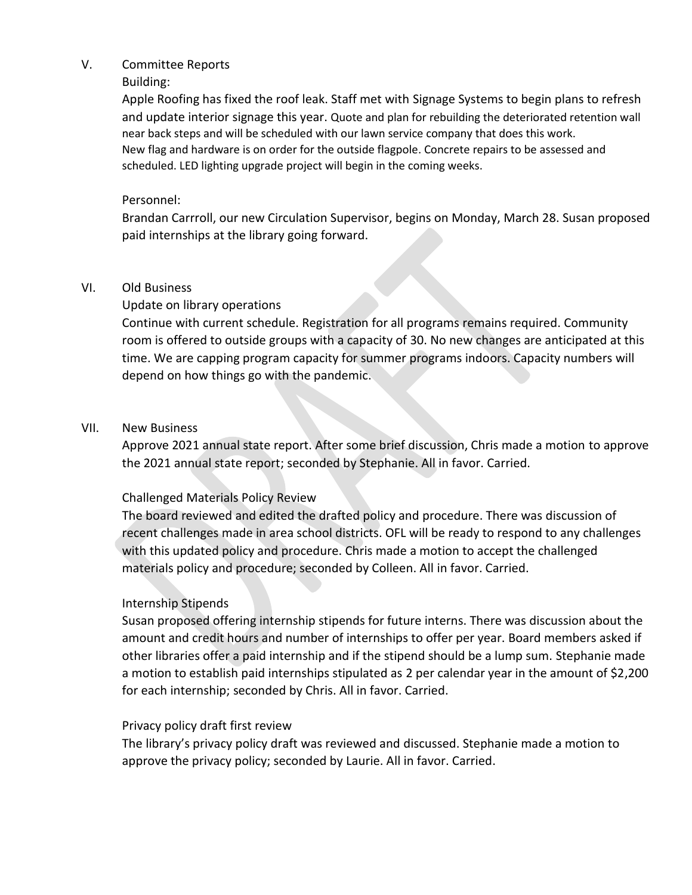## V. Committee Reports

Building:

Apple Roofing has fixed the roof leak. Staff met with Signage Systems to begin plans to refresh and update interior signage this year. Quote and plan for rebuilding the deteriorated retention wall near back steps and will be scheduled with our lawn service company that does this work. New flag and hardware is on order for the outside flagpole. Concrete repairs to be assessed and scheduled. LED lighting upgrade project will begin in the coming weeks.

Personnel:

Brandan Carrroll, our new Circulation Supervisor, begins on Monday, March 28. Susan proposed paid internships at the library going forward.

## VI. Old Business

Update on library operations

Continue with current schedule. Registration for all programs remains required. Community room is offered to outside groups with a capacity of 30. No new changes are anticipated at this time. We are capping program capacity for summer programs indoors. Capacity numbers will depend on how things go with the pandemic.

## VII. New Business

Approve 2021 annual state report. After some brief discussion, Chris made a motion to approve the 2021 annual state report; seconded by Stephanie. All in favor. Carried.

Challenged Materials Policy Review

The board reviewed and edited the drafted policy and procedure. There was discussion of recent challenges made in area school districts. OFL will be ready to respond to any challenges with this updated policy and procedure. Chris made a motion to accept the challenged materials policy and procedure; seconded by Colleen. All in favor. Carried.

Internship Stipends

Susan proposed offering internship stipends for future interns. There was discussion about the amount and credit hours and number of internships to offer per year. Board members asked if other libraries offer a paid internship and if the stipend should be a lump sum. Stephanie made a motion to establish paid internships stipulated as 2 per calendar year in the amount of $2,200 for each internship; seconded by Chris. All in favor. Carried.

Privacy policy draft first review

The library's privacy policy draft was reviewed and discussed. Stephanie made a motion to approve the privacy policy; seconded by Laurie. All in favor. Carried.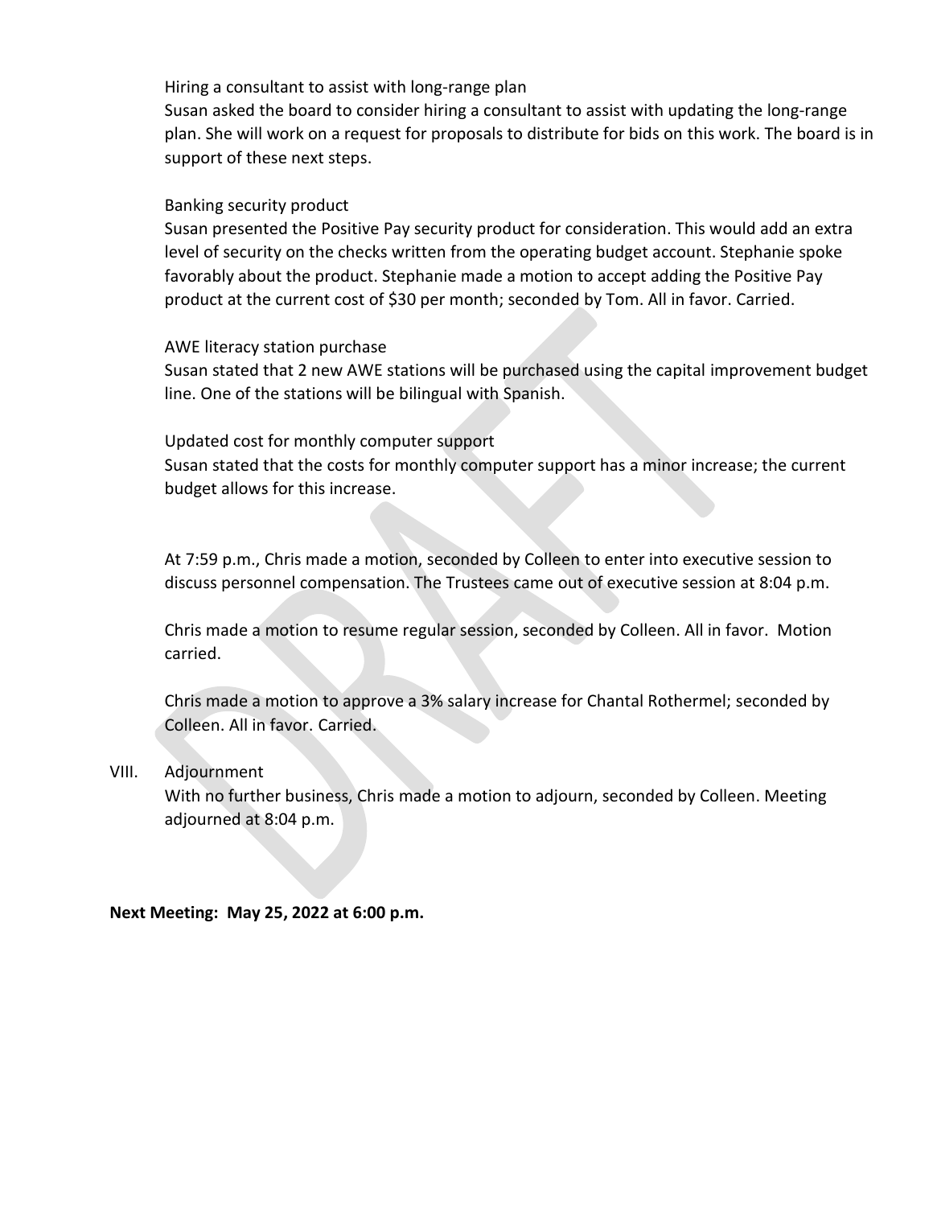Hiring a consultant to assist with long-range plan

Susan asked the board to consider hiring a consultant to assist with updating the long-range plan. She will work on a request for proposals to distribute for bids on this work. The board is in support of these next steps.

Banking security product

Susan presented the Positive Pay security product for consideration. This would add an extra level of security on the checks written from the operating budget account. Stephanie spoke favorably about the product. Stephanie made a motion to accept adding the Positive Pay product at the current cost of $30 per month; seconded by Tom. All in favor. Carried.

AWE literacy station purchase

Susan stated that 2 new AWE stations will be purchased using the capital improvement budget line. One of the stations will be bilingual with Spanish.

Updated cost for monthly computer support

Susan stated that the costs for monthly computer support has a minor increase; the current budget allows for this increase.

At 7:59 p.m., Chris made a motion, seconded by Colleen to enter into executive session to discuss personnel compensation. The Trustees came out of executive session at 8:04 p.m.

Chris made a motion to resume regular session, seconded by Colleen. All in favor. Motion carried.

Chris made a motion to approve a 3% salary increase for Chantal Rothermel; seconded by Colleen. All in favor. Carried.

VIII. Adjournment

With no further business, Chris made a motion to adjourn, seconded by Colleen. Meeting adjourned at 8:04 p.m.

**Next Meeting: May 25, 2022 at 6:00 p.m.**